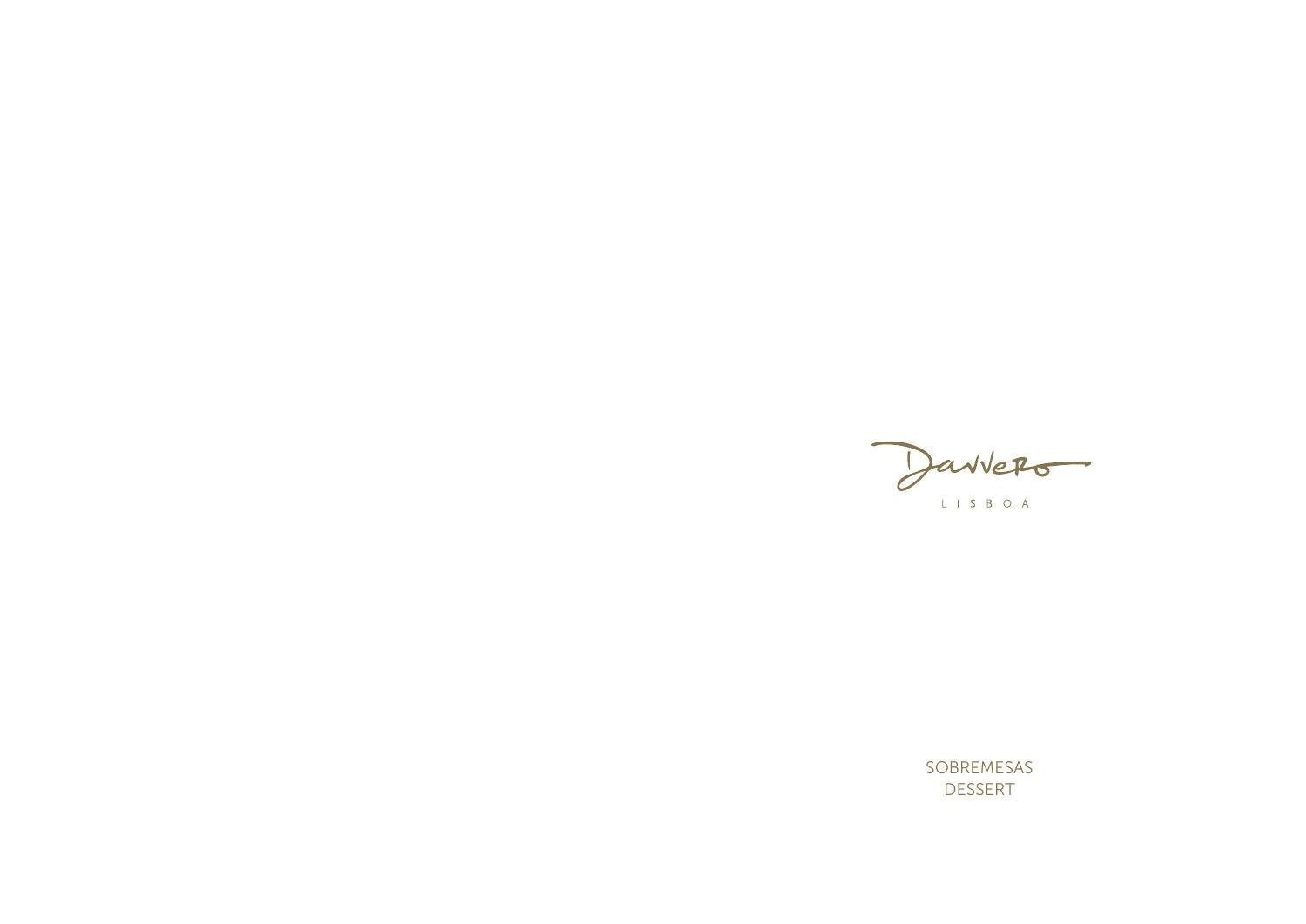# Davvero

LISBOA

SOBREMESAS
DESSERT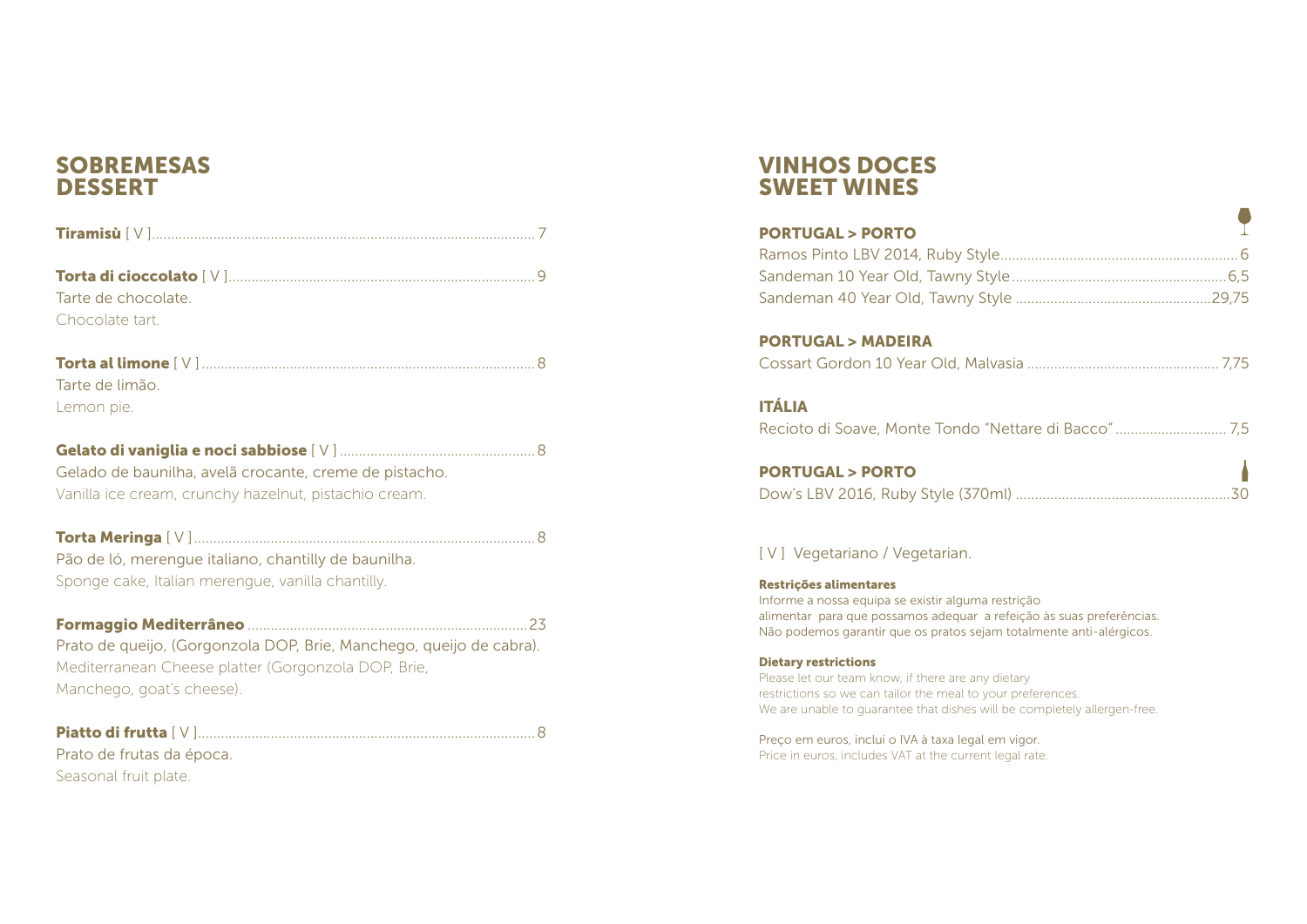## SOBREMESAS
## DESSERT

**Tiramisù** [ V ] .......... 7

**Torta di cioccolato** [ V ] .......... 9
Tarte de chocolate.
Chocolate tart.

**Torta al limone** [ V ] .......... 8
Tarte de limão.
Lemon pie.

**Gelato di vaniglia e noci sabbiose** [ V ] .......... 8
Gelado de baunilha, avelã crocante, creme de pistacho.
Vanilla ice cream, crunchy hazelnut, pistachio cream.

**Torta Meringa** [ V ] .......... 8
Pão de ló, merengue italiano, chantilly de baunilha.
Sponge cake, Italian merengue, vanilla chantilly.

**Formaggio Mediterrâneo** .......... 23
Prato de queijo, (Gorgonzola DOP, Brie, Manchego, queijo de cabra).
Mediterranean Cheese platter (Gorgonzola DOP, Brie, Manchego, goat's cheese).

**Piatto di frutta** [ V ] .......... 8
Prato de frutas da época.
Seasonal fruit plate.

## VINHOS DOCES
## SWEET WINES

### PORTUGAL > PORTO

Ramos Pinto LBV 2014, Ruby Style .......... 6
Sandeman 10 Year Old, Tawny Style .......... 6,5
Sandeman 40 Year Old, Tawny Style .......... 29,75

### PORTUGAL > MADEIRA

Cossart Gordon 10 Year Old, Malvasia .......... 7,75

### ITÁLIA

Recioto di Soave, Monte Tondo "Nettare di Bacco" .......... 7,5

### PORTUGAL > PORTO

Dow's LBV 2016, Ruby Style (370ml) .......... 30

[ V ] Vegetariano / Vegetarian.

**Restrições alimentares**
Informe a nossa equipa se existir alguma restrição alimentar para que possamos adequar a refeição às suas preferências. Não podemos garantir que os pratos sejam totalmente anti-alérgicos.

**Dietary restrictions**
Please let our team know, if there are any dietary restrictions so we can tailor the meal to your preferences. We are unable to guarantee that dishes will be completely allergen-free.

Preço em euros, inclui o IVA à taxa legal em vigor.
Price in euros, includes VAT at the current legal rate.